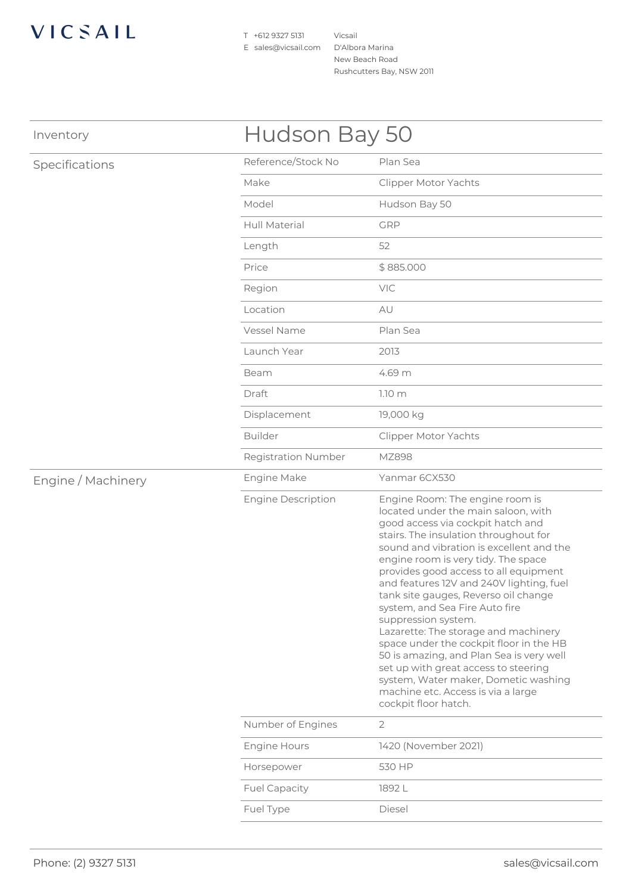VICSAIL

T +612 9327 5131
E sales@vicsail.com

Vicsail
D'Albora Marina
New Beach Road
Rushcutters Bay, NSW 2011

## Inventory

# Hudson Bay 50

## Specifications

| | |
|---|---|
| Reference/Stock No | Plan Sea |
| Make | Clipper Motor Yachts |
| Model | Hudson Bay 50 |
| Hull Material | GRP |
| Length | 52 |
| Price | $ 885.000 |
| Region | VIC |
| Location | AU |
| Vessel Name | Plan Sea |
| Launch Year | 2013 |
| Beam | 4.69 m |
| Draft | 1.10 m |
| Displacement | 19,000 kg |
| Builder | Clipper Motor Yachts |
| Registration Number | MZ898 |

## Engine / Machinery

| | |
|---|---|
| Engine Make | Yanmar 6CX530 |
| Engine Description | Engine Room: The engine room is located under the main saloon, with good access via cockpit hatch and stairs. The insulation throughout for sound and vibration is excellent and the engine room is very tidy. The space provides good access to all equipment and features 12V and 240V lighting, fuel tank site gauges, Reverso oil change system, and Sea Fire Auto fire suppression system.<br>Lazarette: The storage and machinery space under the cockpit floor in the HB 50 is amazing, and Plan Sea is very well set up with great access to steering system, Water maker, Dometic washing machine etc. Access is via a large cockpit floor hatch. |
| Number of Engines | 2 |
| Engine Hours | 1420 (November 2021) |
| Horsepower | 530 HP |
| Fuel Capacity | 1892 L |
| Fuel Type | Diesel |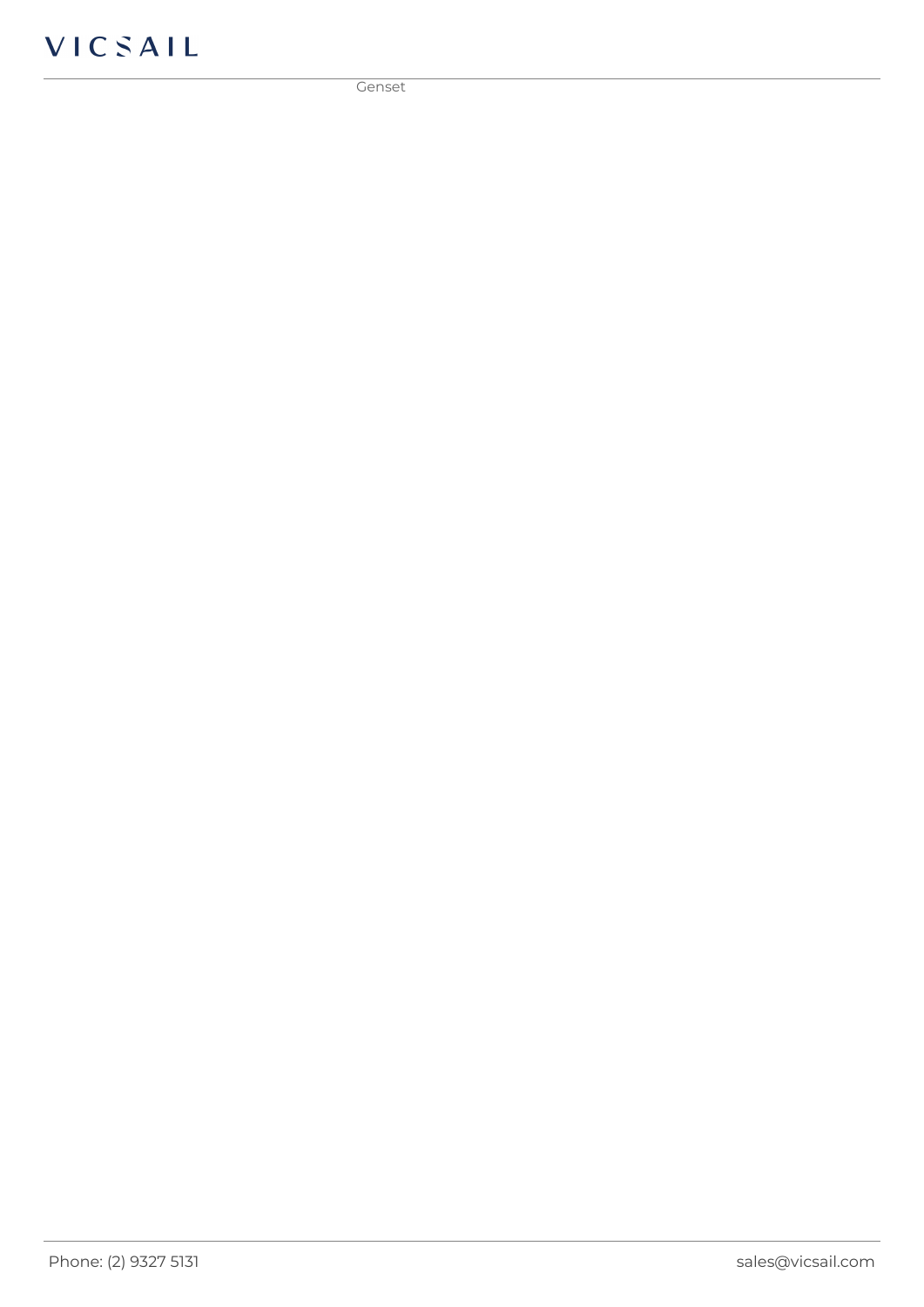Genset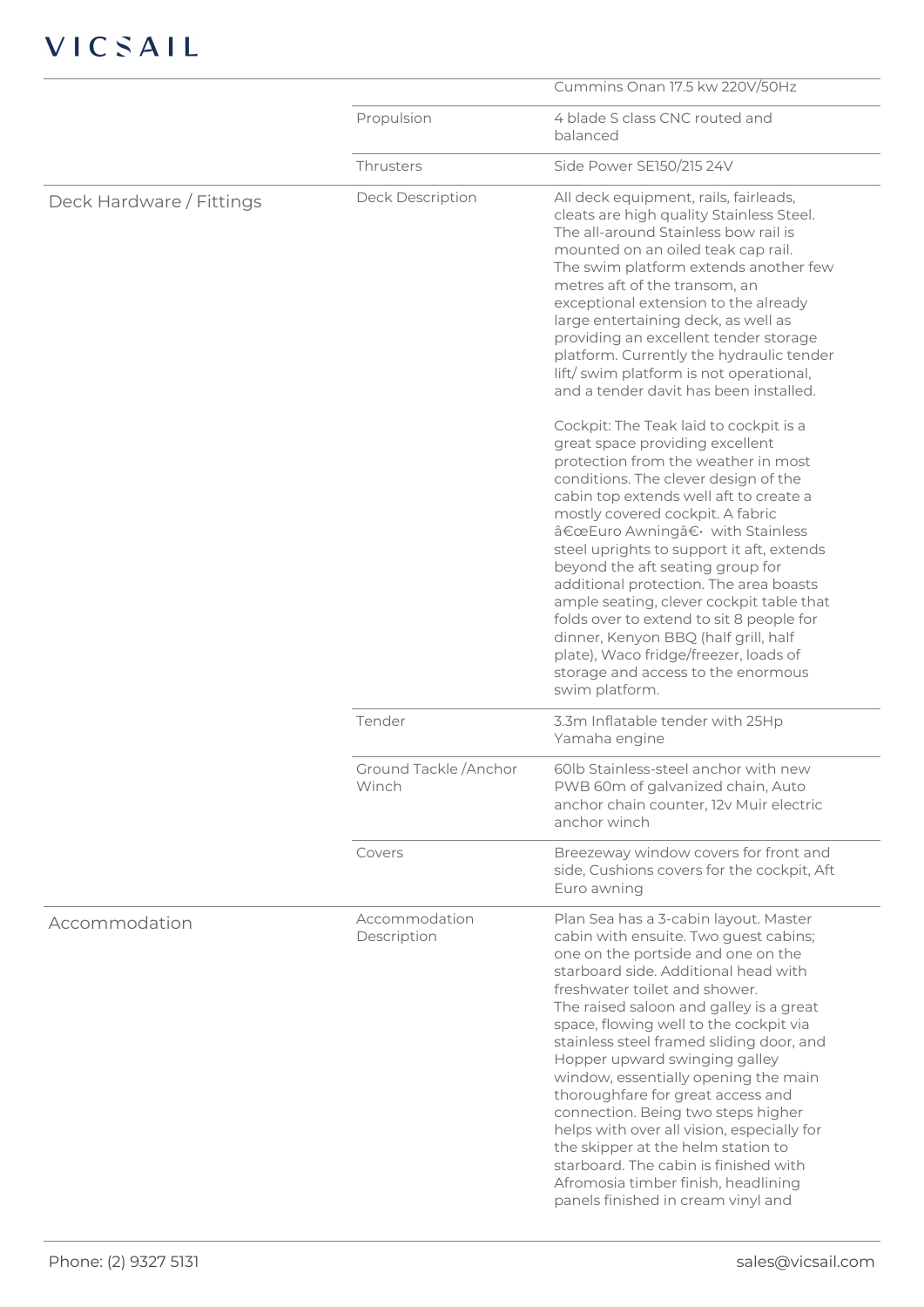| | | |
|---|---|---|
| | | Cummins Onan 17.5 kw 220V/50Hz |
| | Propulsion | 4 blade S class CNC routed and balanced |
| | Thrusters | Side Power SE150/215 24V |
| Deck Hardware / Fittings | Deck Description | All deck equipment, rails, fairleads, cleats are high quality Stainless Steel. The all-around Stainless bow rail is mounted on an oiled teak cap rail. The swim platform extends another few metres aft of the transom, an exceptional extension to the already large entertaining deck, as well as providing an excellent tender storage platform. Currently the hydraulic tender lift/ swim platform is not operational, and a tender davit has been installed.<br><br>Cockpit: The Teak laid to cockpit is a great space providing excellent protection from the weather in most conditions. The clever design of the cabin top extends well aft to create a mostly covered cockpit. A fabric â€œEuro Awningâ€· with Stainless steel uprights to support it aft, extends beyond the aft seating group for additional protection. The area boasts ample seating, clever cockpit table that folds over to extend to sit 8 people for dinner, Kenyon BBQ (half grill, half plate), Waco fridge/freezer, loads of storage and access to the enormous swim platform. |
| | Tender | 3.3m Inflatable tender with 25Hp Yamaha engine |
| | Ground Tackle /Anchor Winch | 60lb Stainless-steel anchor with new PWB 60m of galvanized chain, Auto anchor chain counter, 12v Muir electric anchor winch |
| | Covers | Breezeway window covers for front and side, Cushions covers for the cockpit, Aft Euro awning |
| Accommodation | Accommodation Description | Plan Sea has a 3-cabin layout. Master cabin with ensuite. Two guest cabins; one on the portside and one on the starboard side. Additional head with freshwater toilet and shower.<br>The raised saloon and galley is a great space, flowing well to the cockpit via stainless steel framed sliding door, and Hopper upward swinging galley window, essentially opening the main thoroughfare for great access and connection. Being two steps higher helps with over all vision, especially for the skipper at the helm station to starboard. The cabin is finished with Afromosia timber finish, headlining panels finished in cream vinyl and |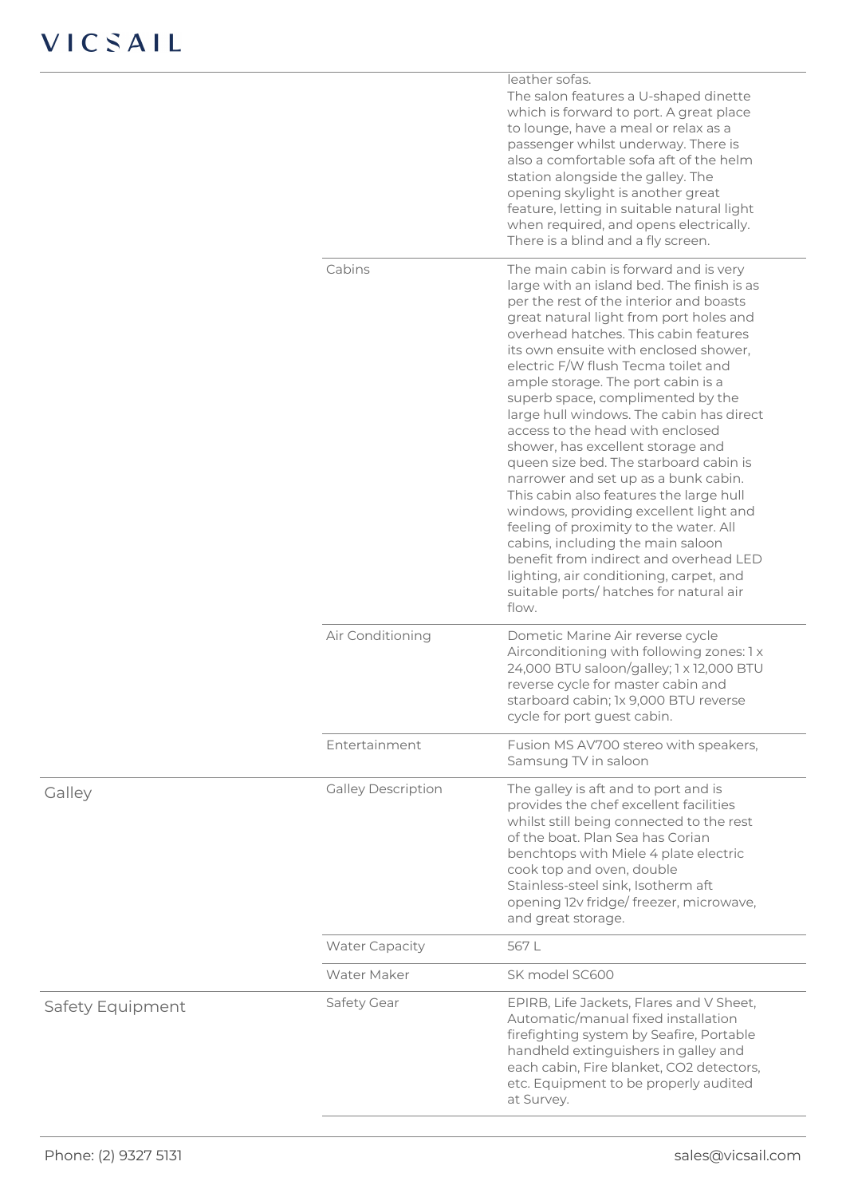| | | |
|---|---|---|
| | | leather sofas.<br>The salon features a U-shaped dinette which is forward to port. A great place to lounge, have a meal or relax as a passenger whilst underway. There is also a comfortable sofa aft of the helm station alongside the galley. The opening skylight is another great feature, letting in suitable natural light when required, and opens electrically. There is a blind and a fly screen. |
| | Cabins | The main cabin is forward and is very large with an island bed. The finish is as per the rest of the interior and boasts great natural light from port holes and overhead hatches. This cabin features its own ensuite with enclosed shower, electric F/W flush Tecma toilet and ample storage. The port cabin is a superb space, complimented by the large hull windows. The cabin has direct access to the head with enclosed shower, has excellent storage and queen size bed. The starboard cabin is narrower and set up as a bunk cabin. This cabin also features the large hull windows, providing excellent light and feeling of proximity to the water. All cabins, including the main saloon benefit from indirect and overhead LED lighting, air conditioning, carpet, and suitable ports/ hatches for natural air flow. |
| | Air Conditioning | Dometic Marine Air reverse cycle Airconditioning with following zones: 1 x 24,000 BTU saloon/galley; 1 x 12,000 BTU reverse cycle for master cabin and starboard cabin; 1x 9,000 BTU reverse cycle for port guest cabin. |
| | Entertainment | Fusion MS AV700 stereo with speakers, Samsung TV in saloon |
| Galley | Galley Description | The galley is aft and to port and is provides the chef excellent facilities whilst still being connected to the rest of the boat. Plan Sea has Corian benchtops with Miele 4 plate electric cook top and oven, double Stainless-steel sink, Isotherm aft opening 12v fridge/ freezer, microwave, and great storage. |
| | Water Capacity | 567 L |
| | Water Maker | SK model SC600 |
| Safety Equipment | Safety Gear | EPIRB, Life Jackets, Flares and V Sheet, Automatic/manual fixed installation firefighting system by Seafire, Portable handheld extinguishers in galley and each cabin, Fire blanket, CO2 detectors, etc. Equipment to be properly audited at Survey. |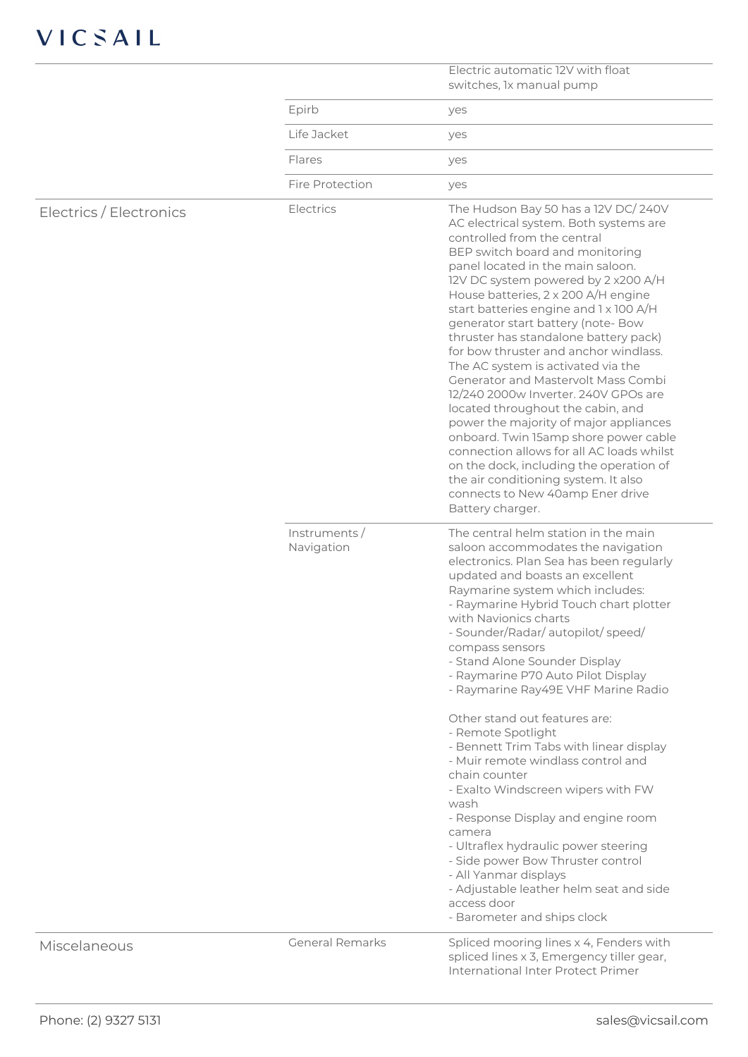| | | |
|---|---|---|
| | | Electric automatic 12V with float switches, 1x manual pump |
| | Epirb | yes |
| | Life Jacket | yes |
| | Flares | yes |
| | Fire Protection | yes |
| Electrics / Electronics | Electrics | The Hudson Bay 50 has a 12V DC/ 240V AC electrical system. Both systems are controlled from the central BEP switch board and monitoring panel located in the main saloon. 12V DC system powered by 2 x200 A/H House batteries, 2 x 200 A/H engine start batteries engine and 1 x 100 A/H generator start battery (note- Bow thruster has standalone battery pack) for bow thruster and anchor windlass. The AC system is activated via the Generator and Mastervolt Mass Combi 12/240 2000w Inverter. 240V GPOs are located throughout the cabin, and power the majority of major appliances onboard. Twin 15amp shore power cable connection allows for all AC loads whilst on the dock, including the operation of the air conditioning system. It also connects to New 40amp Ener drive Battery charger. |
| | Instruments / Navigation | The central helm station in the main saloon accommodates the navigation electronics. Plan Sea has been regularly updated and boasts an excellent Raymarine system which includes:<br>- Raymarine Hybrid Touch chart plotter with Navionics charts<br>- Sounder/Radar/ autopilot/ speed/ compass sensors<br>- Stand Alone Sounder Display<br>- Raymarine P70 Auto Pilot Display<br>- Raymarine Ray49E VHF Marine Radio<br><br>Other stand out features are:<br>- Remote Spotlight<br>- Bennett Trim Tabs with linear display<br>- Muir remote windlass control and chain counter<br>- Exalto Windscreen wipers with FW wash<br>- Response Display and engine room camera<br>- Ultraflex hydraulic power steering<br>- Side power Bow Thruster control<br>- All Yanmar displays<br>- Adjustable leather helm seat and side access door<br>- Barometer and ships clock |
| Miscelaneous | General Remarks | Spliced mooring lines x 4, Fenders with spliced lines x 3, Emergency tiller gear, International Inter Protect Primer |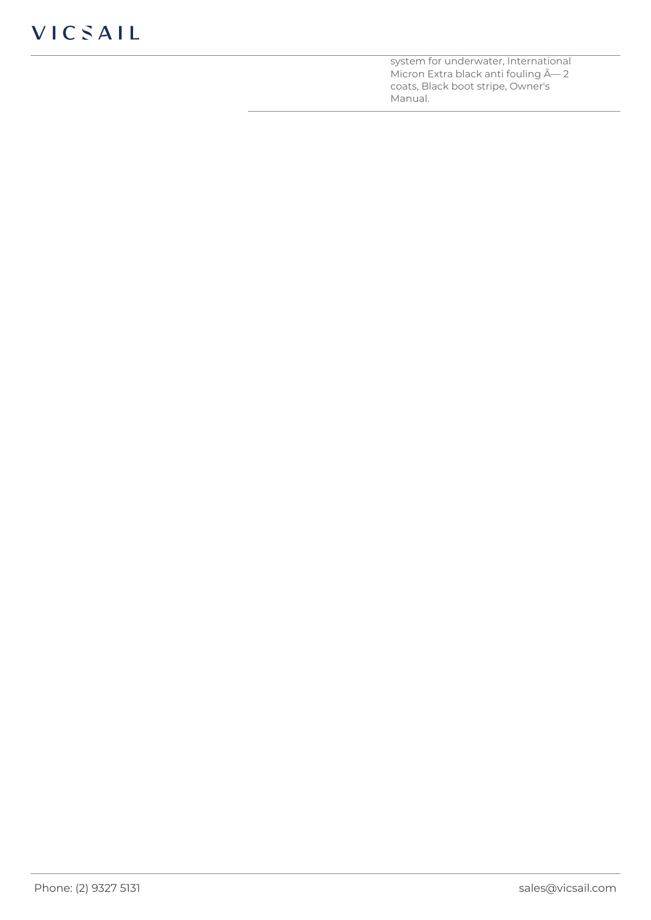system for underwater, International Micron Extra black anti fouling Ã— 2 coats, Black boot stripe, Owner's Manual.